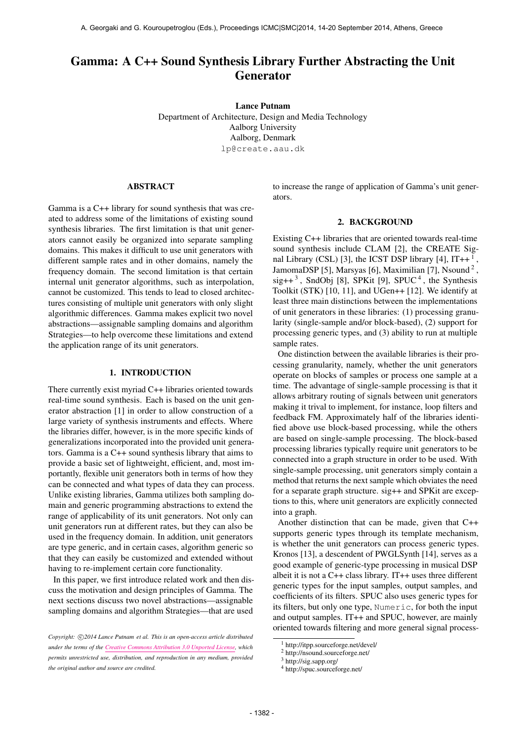# Gamma: A C++ Sound Synthesis Library Further Abstracting the Unit Generator

**Lance Putnam**
Department of Architecture, Design and Media Technology
Aalborg University
Aalborg, Denmark
lp@create.aau.dk

## ABSTRACT

Gamma is a C++ library for sound synthesis that was created to address some of the limitations of existing sound synthesis libraries. The first limitation is that unit generators cannot easily be organized into separate sampling domains. This makes it difficult to use unit generators with different sample rates and in other domains, namely the frequency domain. The second limitation is that certain internal unit generator algorithms, such as interpolation, cannot be customized. This tends to lead to closed architectures consisting of multiple unit generators with only slight algorithmic differences. Gamma makes explicit two novel abstractions—assignable sampling domains and algorithm Strategies—to help overcome these limitations and extend the application range of its unit generators.

## 1. INTRODUCTION

There currently exist myriad C++ libraries oriented towards real-time sound synthesis. Each is based on the unit generator abstraction [1] in order to allow construction of a large variety of synthesis instruments and effects. Where the libraries differ, however, is in the more specific kinds of generalizations incorporated into the provided unit generators. Gamma is a C++ sound synthesis library that aims to provide a basic set of lightweight, efficient, and, most importantly, flexible unit generators both in terms of how they can be connected and what types of data they can process. Unlike existing libraries, Gamma utilizes both sampling domain and generic programming abstractions to extend the range of applicability of its unit generators. Not only can unit generators run at different rates, but they can also be used in the frequency domain. In addition, unit generators are type generic, and in certain cases, algorithm generic so that they can easily be customized and extended without having to re-implement certain core functionality.

In this paper, we first introduce related work and then discuss the motivation and design principles of Gamma. The next sections discuss two novel abstractions—assignable sampling domains and algorithm Strategies—that are used to increase the range of application of Gamma's unit generators.

*Copyright: ©2014 Lance Putnam et al. This is an open-access article distributed under the terms of the Creative Commons Attribution 3.0 Unported License, which permits unrestricted use, distribution, and reproduction in any medium, provided the original author and source are credited.*

## 2. BACKGROUND

Existing C++ libraries that are oriented towards real-time sound synthesis include CLAM [2], the CREATE Signal Library (CSL) [3], the ICST DSP library [4], IT++ [1], JamomaDSP [5], Marsyas [6], Maximilian [7], Nsound [2], sig++ [3], SndObj [8], SPKit [9], SPUC [4], the Synthesis Toolkit (STK) [10, 11], and UGen++ [12]. We identify at least three main distinctions between the implementations of unit generators in these libraries: (1) processing granularity (single-sample and/or block-based), (2) support for processing generic types, and (3) ability to run at multiple sample rates.

One distinction between the available libraries is their processing granularity, namely, whether the unit generators operate on blocks of samples or process one sample at a time. The advantage of single-sample processing is that it allows arbitrary routing of signals between unit generators making it trival to implement, for instance, loop filters and feedback FM. Approximately half of the libraries identified above use block-based processing, while the others are based on single-sample processing. The block-based processing libraries typically require unit generators to be connected into a graph structure in order to be used. With single-sample processing, unit generators simply contain a method that returns the next sample which obviates the need for a separate graph structure. sig++ and SPKit are exceptions to this, where unit generators are explicitly connected into a graph.

Another distinction that can be made, given that C++ supports generic types through its template mechanism, is whether the unit generators can process generic types. Kronos [13], a descendent of PWGLSynth [14], serves as a good example of generic-type processing in musical DSP albeit it is not a C++ class library. IT++ uses three different generic types for the input samples, output samples, and coefficients of its filters. SPUC also uses generic types for its filters, but only one type, `Numeric`, for both the input and output samples. IT++ and SPUC, however, are mainly oriented towards filtering and more general signal process-

[1] http://itpp.sourceforge.net/devel/
[2] http://nsound.sourceforge.net/
[3] http://sig.sapp.org/
[4] http://spuc.sourceforge.net/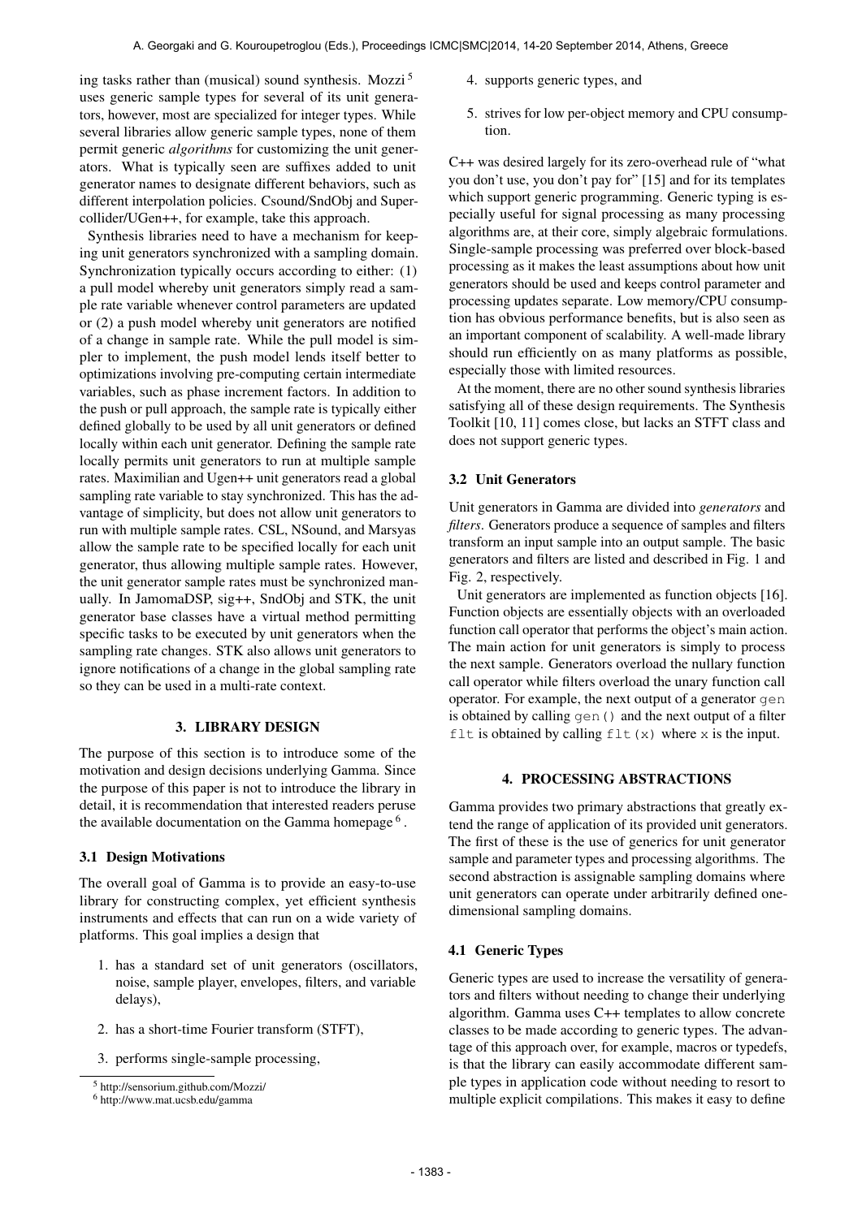ing tasks rather than (musical) sound synthesis. Mozzi [5] uses generic sample types for several of its unit generators, however, most are specialized for integer types. While several libraries allow generic sample types, none of them permit generic *algorithms* for customizing the unit generators. What is typically seen are suffixes added to unit generator names to designate different behaviors, such as different interpolation policies. Csound/SndObj and Supercollider/UGen++, for example, take this approach.

Synthesis libraries need to have a mechanism for keeping unit generators synchronized with a sampling domain. Synchronization typically occurs according to either: (1) a pull model whereby unit generators simply read a sample rate variable whenever control parameters are updated or (2) a push model whereby unit generators are notified of a change in sample rate. While the pull model is simpler to implement, the push model lends itself better to optimizations involving pre-computing certain intermediate variables, such as phase increment factors. In addition to the push or pull approach, the sample rate is typically either defined globally to be used by all unit generators or defined locally within each unit generator. Defining the sample rate locally permits unit generators to run at multiple sample rates. Maximilian and Ugen++ unit generators read a global sampling rate variable to stay synchronized. This has the advantage of simplicity, but does not allow unit generators to run with multiple sample rates. CSL, NSound, and Marsyas allow the sample rate to be specified locally for each unit generator, thus allowing multiple sample rates. However, the unit generator sample rates must be synchronized manually. In JamomaDSP, sig++, SndObj and STK, the unit generator base classes have a virtual method permitting specific tasks to be executed by unit generators when the sampling rate changes. STK also allows unit generators to ignore notifications of a change in the global sampling rate so they can be used in a multi-rate context.

## 3. LIBRARY DESIGN

The purpose of this section is to introduce some of the motivation and design decisions underlying Gamma. Since the purpose of this paper is not to introduce the library in detail, it is recommendation that interested readers peruse the available documentation on the Gamma homepage [6].

### 3.1 Design Motivations

The overall goal of Gamma is to provide an easy-to-use library for constructing complex, yet efficient synthesis instruments and effects that can run on a wide variety of platforms. This goal implies a design that

1. has a standard set of unit generators (oscillators, noise, sample player, envelopes, filters, and variable delays),
2. has a short-time Fourier transform (STFT),
3. performs single-sample processing,
4. supports generic types, and
5. strives for low per-object memory and CPU consumption.

C++ was desired largely for its zero-overhead rule of "what you don't use, you don't pay for" [15] and for its templates which support generic programming. Generic typing is especially useful for signal processing as many processing algorithms are, at their core, simply algebraic formulations. Single-sample processing was preferred over block-based processing as it makes the least assumptions about how unit generators should be used and keeps control parameter and processing updates separate. Low memory/CPU consumption has obvious performance benefits, but is also seen as an important component of scalability. A well-made library should run efficiently on as many platforms as possible, especially those with limited resources.

At the moment, there are no other sound synthesis libraries satisfying all of these design requirements. The Synthesis Toolkit [10, 11] comes close, but lacks an STFT class and does not support generic types.

### 3.2 Unit Generators

Unit generators in Gamma are divided into *generators* and *filters*. Generators produce a sequence of samples and filters transform an input sample into an output sample. The basic generators and filters are listed and described in Fig. 1 and Fig. 2, respectively.

Unit generators are implemented as function objects [16]. Function objects are essentially objects with an overloaded function call operator that performs the object's main action. The main action for unit generators is simply to process the next sample. Generators overload the nullary function call operator while filters overload the unary function call operator. For example, the next output of a generator `gen` is obtained by calling `gen()` and the next output of a filter `flt` is obtained by calling `flt(x)` where `x` is the input.

## 4. PROCESSING ABSTRACTIONS

Gamma provides two primary abstractions that greatly extend the range of application of its provided unit generators. The first of these is the use of generics for unit generator sample and parameter types and processing algorithms. The second abstraction is assignable sampling domains where unit generators can operate under arbitrarily defined one-dimensional sampling domains.

### 4.1 Generic Types

Generic types are used to increase the versatility of generators and filters without needing to change their underlying algorithm. Gamma uses C++ templates to allow concrete classes to be made according to generic types. The advantage of this approach over, for example, macros or typedefs, is that the library can easily accommodate different sample types in application code without needing to resort to multiple explicit compilations. This makes it easy to define

[5] http://sensorium.github.com/Mozzi/

[6] http://www.mat.ucsb.edu/gamma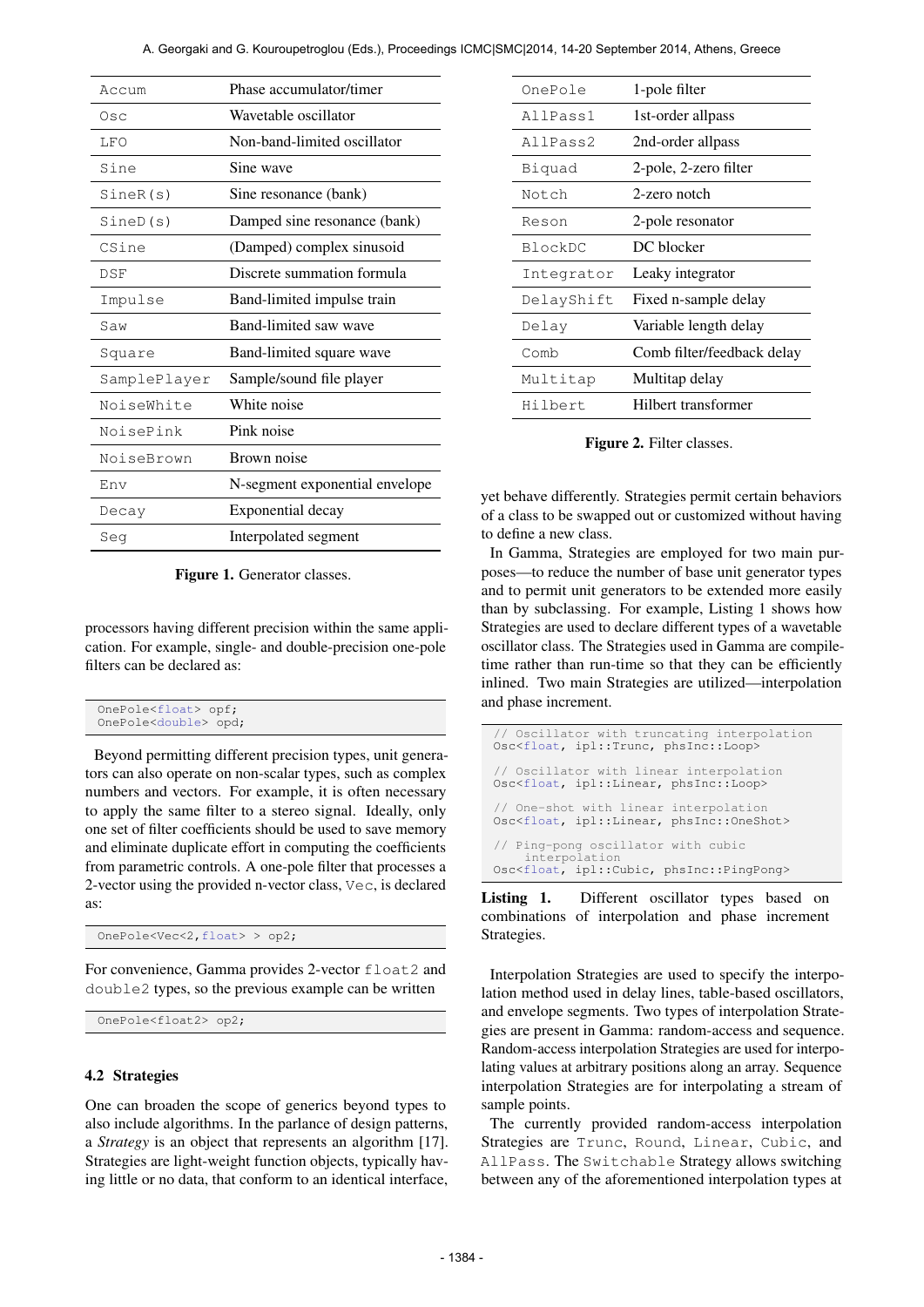| | |
|---|---|
| `Accum` | Phase accumulator/timer |
| `Osc` | Wavetable oscillator |
| `LFO` | Non-band-limited oscillator |
| `Sine` | Sine wave |
| `SineR(s)` | Sine resonance (bank) |
| `SineD(s)` | Damped sine resonance (bank) |
| `CSine` | (Damped) complex sinusoid |
| `DSF` | Discrete summation formula |
| `Impulse` | Band-limited impulse train |
| `Saw` | Band-limited saw wave |
| `Square` | Band-limited square wave |
| `SamplePlayer` | Sample/sound file player |
| `NoiseWhite` | White noise |
| `NoisePink` | Pink noise |
| `NoiseBrown` | Brown noise |
| `Env` | N-segment exponential envelope |
| `Decay` | Exponential decay |
| `Seg` | Interpolated segment |

**Figure 1.** Generator classes.

| | |
|---|---|
| `OnePole` | 1-pole filter |
| `AllPass1` | 1st-order allpass |
| `AllPass2` | 2nd-order allpass |
| `Biquad` | 2-pole, 2-zero filter |
| `Notch` | 2-zero notch |
| `Reson` | 2-pole resonator |
| `BlockDC` | DC blocker |
| `Integrator` | Leaky integrator |
| `DelayShift` | Fixed n-sample delay |
| `Delay` | Variable length delay |
| `Comb` | Comb filter/feedback delay |
| `Multitap` | Multitap delay |
| `Hilbert` | Hilbert transformer |

**Figure 2.** Filter classes.

processors having different precision within the same application. For example, single- and double-precision one-pole filters can be declared as:

```
OnePole<float> opf;
OnePole<double> opd;
```

Beyond permitting different precision types, unit generators can also operate on non-scalar types, such as complex numbers and vectors. For example, it is often necessary to apply the same filter to a stereo signal. Ideally, only one set of filter coefficients should be used to save memory and eliminate duplicate effort in computing the coefficients from parametric controls. A one-pole filter that processes a 2-vector using the provided n-vector class, `Vec`, is declared as:

```
OnePole<Vec<2,float> > op2;
```

For convenience, Gamma provides 2-vector `float2` and `double2` types, so the previous example can be written

```
OnePole<float2> op2;
```

## 4.2 Strategies

One can broaden the scope of generics beyond types to also include algorithms. In the parlance of design patterns, a *Strategy* is an object that represents an algorithm [17]. Strategies are light-weight function objects, typically having little or no data, that conform to an identical interface, yet behave differently. Strategies permit certain behaviors of a class to be swapped out or customized without having to define a new class.

In Gamma, Strategies are employed for two main purposes—to reduce the number of base unit generator types and to permit unit generators to be extended more easily than by subclassing. For example, Listing 1 shows how Strategies are used to declare different types of a wavetable oscillator class. The Strategies used in Gamma are compile-time rather than run-time so that they can be efficiently inlined. Two main Strategies are utilized—interpolation and phase increment.

```
// Oscillator with truncating interpolation
Osc<float, ipl::Trunc, phsInc::Loop>

// Oscillator with linear interpolation
Osc<float, ipl::Linear, phsInc::Loop>

// One-shot with linear interpolation
Osc<float, ipl::Linear, phsInc::OneShot>

// Ping-pong oscillator with cubic
    interpolation
Osc<float, ipl::Cubic, phsInc::PingPong>
```

**Listing 1.** Different oscillator types based on combinations of interpolation and phase increment Strategies.

Interpolation Strategies are used to specify the interpolation method used in delay lines, table-based oscillators, and envelope segments. Two types of interpolation Strategies are present in Gamma: random-access and sequence. Random-access interpolation Strategies are used for interpolating values at arbitrary positions along an array. Sequence interpolation Strategies are for interpolating a stream of sample points.

The currently provided random-access interpolation Strategies are `Trunc`, `Round`, `Linear`, `Cubic`, and `AllPass`. The `Switchable` Strategy allows switching between any of the aforementioned interpolation types at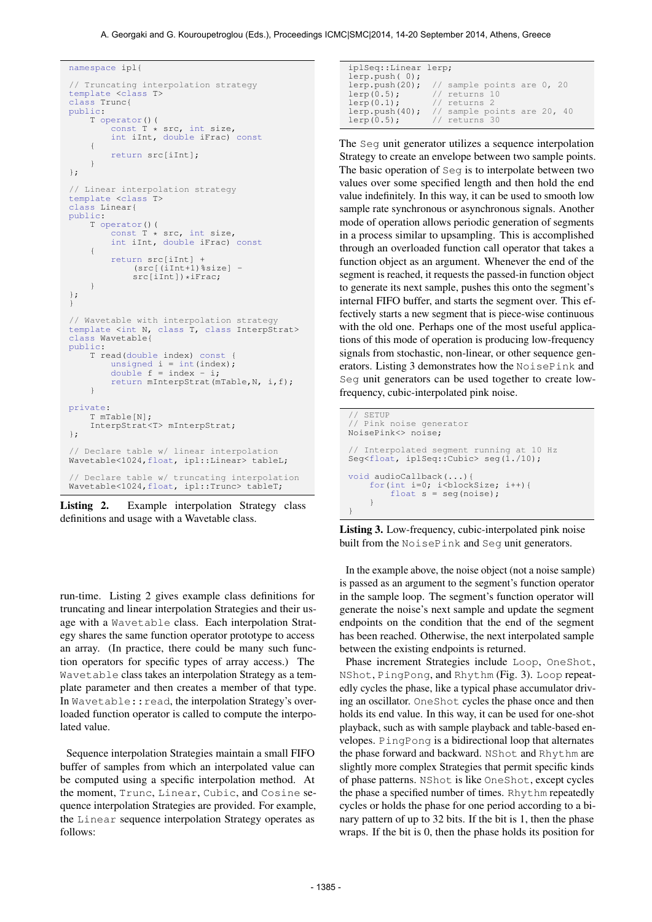```
namespace ipl{

// Truncating interpolation strategy
template <class T>
class Trunc{
public:
    T operator()(
        const T * src, int size,
        int iInt, double iFrac) const
    {
        return src[iInt];
    }
};

// Linear interpolation strategy
template <class T>
class Linear{
public:
    T operator()(
        const T * src, int size,
        int iInt, double iFrac) const
    {
        return src[iInt] +
            (src[(iInt+1)%size] -
            src[iInt])*iFrac;
    }
};
}

// Wavetable with interpolation strategy
template <int N, class T, class InterpStrat>
class Wavetable{
public:
    T read(double index) const {
        unsigned i = int(index);
        double f = index - i;
        return mInterpStrat(mTable,N, i,f);
    }

private:
    T mTable[N];
    InterpStrat<T> mInterpStrat;
};

// Declare table w/ linear interpolation
Wavetable<1024,float, ipl::Linear> tableL;

// Declare table w/ truncating interpolation
Wavetable<1024,float, ipl::Trunc> tableT;
```

**Listing 2.** Example interpolation Strategy class definitions and usage with a Wavetable class.

run-time. Listing 2 gives example class definitions for truncating and linear interpolation Strategies and their usage with a `Wavetable` class. Each interpolation Strategy shares the same function operator prototype to access an array. (In practice, there could be many such function operators for specific types of array access.) The `Wavetable` class takes an interpolation Strategy as a template parameter and then creates a member of that type. In `Wavetable::read`, the interpolation Strategy's overloaded function operator is called to compute the interpolated value.

Sequence interpolation Strategies maintain a small FIFO buffer of samples from which an interpolated value can be computed using a specific interpolation method. At the moment, `Trunc`, `Linear`, `Cubic`, and `Cosine` sequence interpolation Strategies are provided. For example, the `Linear` sequence interpolation Strategy operates as follows:

```
iplSeq::Linear lerp;
lerp.push( 0);
lerp.push(20);  // sample points are 0, 20
lerp(0.5);      // returns 10
lerp(0.1);      // returns 2
lerp.push(40);  // sample points are 20, 40
lerp(0.5);      // returns 30
```

The `Seg` unit generator utilizes a sequence interpolation Strategy to create an envelope between two sample points. The basic operation of `Seg` is to interpolate between two values over some specified length and then hold the end value indefinitely. In this way, it can be used to smooth low sample rate synchronous or asynchronous signals. Another mode of operation allows periodic generation of segments in a process similar to upsampling. This is accomplished through an overloaded function call operator that takes a function object as an argument. Whenever the end of the segment is reached, it requests the passed-in function object to generate its next sample, pushes this onto the segment's internal FIFO buffer, and starts the segment over. This effectively starts a new segment that is piece-wise continuous with the old one. Perhaps one of the most useful applications of this mode of operation is producing low-frequency signals from stochastic, non-linear, or other sequence generators. Listing 3 demonstrates how the `NoisePink` and `Seg` unit generators can be used together to create low-frequency, cubic-interpolated pink noise.

```
// SETUP
// Pink noise generator
NoisePink<> noise;

// Interpolated segment running at 10 Hz
Seg<float, iplSeq::Cubic> seg(1./10);

void audioCallback(...){
    for(int i=0; i<blockSize; i++){
        float s = seg(noise);
    }
}
```

**Listing 3.** Low-frequency, cubic-interpolated pink noise built from the `NoisePink` and `Seg` unit generators.

In the example above, the noise object (not a noise sample) is passed as an argument to the segment's function operator in the sample loop. The segment's function operator will generate the noise's next sample and update the segment endpoints on the condition that the end of the segment has been reached. Otherwise, the next interpolated sample between the existing endpoints is returned.

Phase increment Strategies include `Loop`, `OneShot`, `NShot`, `PingPong`, and `Rhythm` (Fig. 3). `Loop` repeatedly cycles the phase, like a typical phase accumulator driving an oscillator. `OneShot` cycles the phase once and then holds its end value. In this way, it can be used for one-shot playback, such as with sample playback and table-based envelopes. `PingPong` is a bidirectional loop that alternates the phase forward and backward. `NShot` and `Rhythm` are slightly more complex Strategies that permit specific kinds of phase patterns. `NShot` is like `OneShot`, except cycles the phase a specified number of times. `Rhythm` repeatedly cycles or holds the phase for one period according to a binary pattern of up to 32 bits. If the bit is 1, then the phase wraps. If the bit is 0, then the phase holds its position for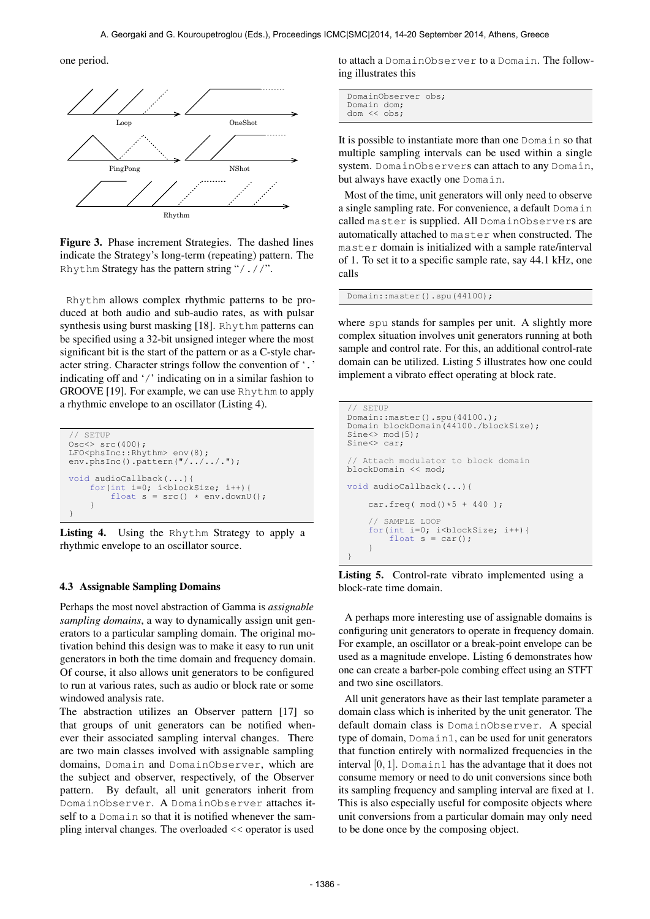one period.

Loop

OneShot

PingPong

NShot

Rhythm

**Figure 3.** Phase increment Strategies. The dashed lines indicate the Strategy's long-term (repeating) pattern. The `Rhythm` Strategy has the pattern string "/.//".

`Rhythm` allows complex rhythmic patterns to be produced at both audio and sub-audio rates, as with pulsar synthesis using burst masking [18]. `Rhythm` patterns can be specified using a 32-bit unsigned integer where the most significant bit is the start of the pattern or as a C-style character string. Character strings follow the convention of '`.`' indicating off and '`/`' indicating on in a similar fashion to GROOVE [19]. For example, we can use `Rhythm` to apply a rhythmic envelope to an oscillator (Listing 4).

```
// SETUP
Osc<> src(400);
LFO<phsInc::Rhythm> env(8);
env.phsInc().pattern("/../../.");

void audioCallback(...){
    for(int i=0; i<blockSize; i++){
        float s = src() * env.downU();
    }
}
```

**Listing 4.** Using the `Rhythm` Strategy to apply a rhythmic envelope to an oscillator source.

### 4.3 Assignable Sampling Domains

Perhaps the most novel abstraction of Gamma is *assignable sampling domains*, a way to dynamically assign unit generators to a particular sampling domain. The original motivation behind this design was to make it easy to run unit generators in both the time domain and frequency domain. Of course, it also allows unit generators to be configured to run at various rates, such as audio or block rate or some windowed analysis rate.

The abstraction utilizes an Observer pattern [17] so that groups of unit generators can be notified whenever their associated sampling interval changes. There are two main classes involved with assignable sampling domains, `Domain` and `DomainObserver`, which are the subject and observer, respectively, of the Observer pattern. By default, all unit generators inherit from `DomainObserver`. A `DomainObserver` attaches itself to a `Domain` so that it is notified whenever the sampling interval changes. The overloaded << operator is used to attach a `DomainObserver` to a `Domain`. The following illustrates this

```
DomainObserver obs;
Domain dom;
dom << obs;
```

It is possible to instantiate more than one `Domain` so that multiple sampling intervals can be used within a single system. `DomainObserver`s can attach to any `Domain`, but always have exactly one `Domain`.

Most of the time, unit generators will only need to observe a single sampling rate. For convenience, a default `Domain` called `master` is supplied. All `DomainObserver`s are automatically attached to `master` when constructed. The `master` domain is initialized with a sample rate/interval of 1. To set it to a specific sample rate, say 44.1 kHz, one calls

```
Domain::master().spu(44100);
```

where `spu` stands for samples per unit. A slightly more complex situation involves unit generators running at both sample and control rate. For this, an additional control-rate domain can be utilized. Listing 5 illustrates how one could implement a vibrato effect operating at block rate.

```
// SETUP
Domain::master().spu(44100.);
Domain blockDomain(44100./blockSize);
Sine<> mod(5);
Sine<> car;

// Attach modulator to block domain
blockDomain << mod;

void audioCallback(...){

    car.freq( mod()*5 + 440 );

    // SAMPLE LOOP
    for(int i=0; i<blockSize; i++){
        float s = car();
    }
}
```

**Listing 5.** Control-rate vibrato implemented using a block-rate time domain.

A perhaps more interesting use of assignable domains is configuring unit generators to operate in frequency domain. For example, an oscillator or a break-point envelope can be used as a magnitude envelope. Listing 6 demonstrates how one can create a barber-pole combing effect using an STFT and two sine oscillators.

All unit generators have as their last template parameter a domain class which is inherited by the unit generator. The default domain class is `DomainObserver`. A special type of domain, `Domain1`, can be used for unit generators that function entirely with normalized frequencies in the interval $[0, 1]$. `Domain1` has the advantage that it does not consume memory or need to do unit conversions since both its sampling frequency and sampling interval are fixed at 1. This is also especially useful for composite objects where unit conversions from a particular domain may only need to be done once by the composing object.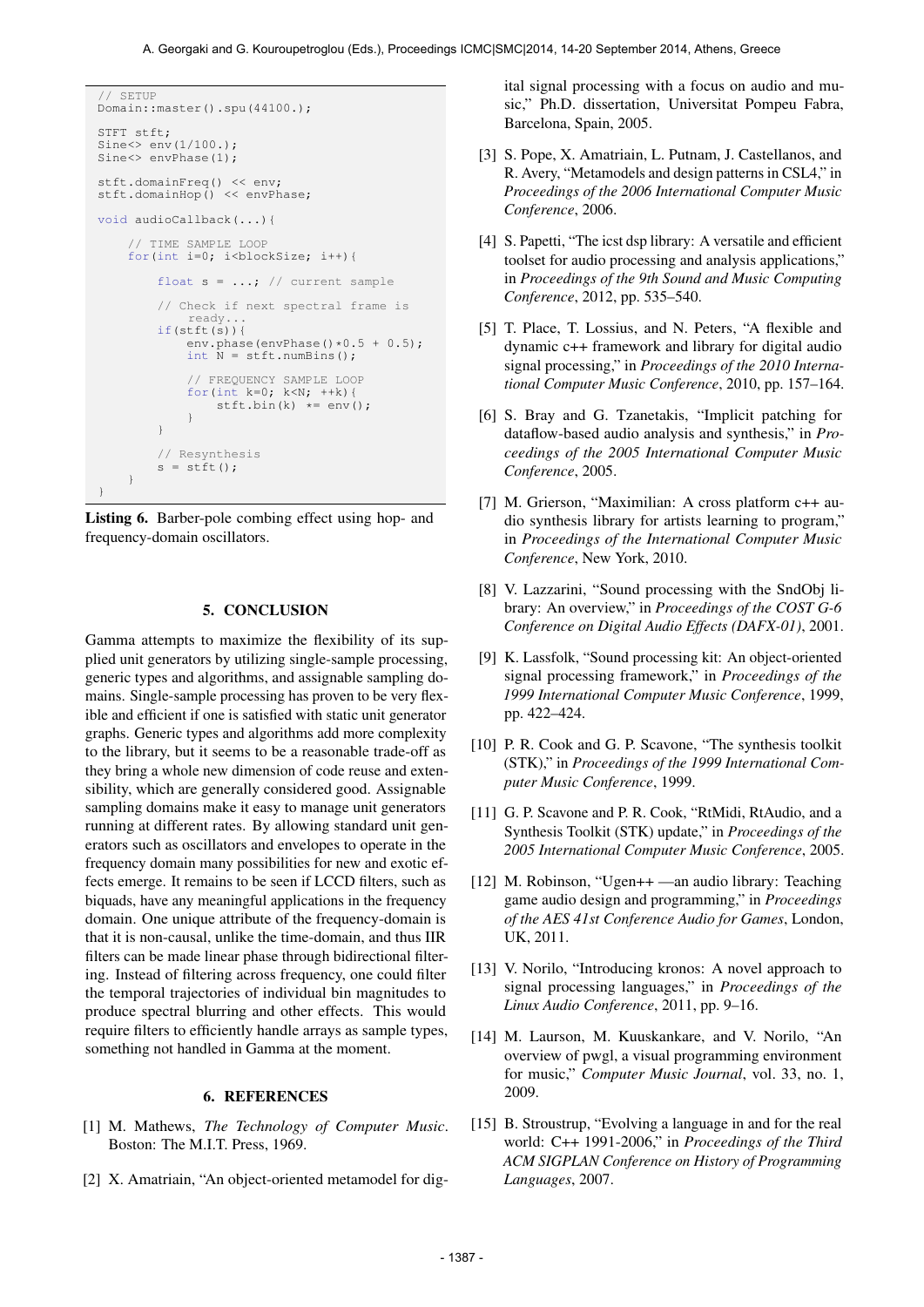```
// SETUP
Domain::master().spu(44100.);

STFT stft;
Sine<> env(1/100.);
Sine<> envPhase(1);

stft.domainFreq() << env;
stft.domainHop() << envPhase;

void audioCallback(...){

    // TIME SAMPLE LOOP
    for(int i=0; i<blockSize; i++){

        float s = ...; // current sample

        // Check if next spectral frame is
            ready...
        if(stft(s)){
            env.phase(envPhase()*0.5 + 0.5);
            int N = stft.numBins();

            // FREQUENCY SAMPLE LOOP
            for(int k=0; k<N; ++k){
                stft.bin(k) *= env();
            }
        }

        // Resynthesis
        s = stft();
    }
}
```

**Listing 6.** Barber-pole combing effect using hop- and frequency-domain oscillators.

## 5. CONCLUSION

Gamma attempts to maximize the flexibility of its supplied unit generators by utilizing single-sample processing, generic types and algorithms, and assignable sampling domains. Single-sample processing has proven to be very flexible and efficient if one is satisfied with static unit generator graphs. Generic types and algorithms add more complexity to the library, but it seems to be a reasonable trade-off as they bring a whole new dimension of code reuse and extensibility, which are generally considered good. Assignable sampling domains make it easy to manage unit generators running at different rates. By allowing standard unit generators such as oscillators and envelopes to operate in the frequency domain many possibilities for new and exotic effects emerge. It remains to be seen if LCCD filters, such as biquads, have any meaningful applications in the frequency domain. One unique attribute of the frequency-domain is that it is non-causal, unlike the time-domain, and thus IIR filters can be made linear phase through bidirectional filtering. Instead of filtering across frequency, one could filter the temporal trajectories of individual bin magnitudes to produce spectral blurring and other effects. This would require filters to efficiently handle arrays as sample types, something not handled in Gamma at the moment.

## 6. REFERENCES

[1] M. Mathews, *The Technology of Computer Music*. Boston: The M.I.T. Press, 1969.

[2] X. Amatriain, "An object-oriented metamodel for digital signal processing with a focus on audio and music," Ph.D. dissertation, Universitat Pompeu Fabra, Barcelona, Spain, 2005.

[3] S. Pope, X. Amatriain, L. Putnam, J. Castellanos, and R. Avery, "Metamodels and design patterns in CSL4," in *Proceedings of the 2006 International Computer Music Conference*, 2006.

[4] S. Papetti, "The icst dsp library: A versatile and efficient toolset for audio processing and analysis applications," in *Proceedings of the 9th Sound and Music Computing Conference*, 2012, pp. 535–540.

[5] T. Place, T. Lossius, and N. Peters, "A flexible and dynamic c++ framework and library for digital audio signal processing," in *Proceedings of the 2010 International Computer Music Conference*, 2010, pp. 157–164.

[6] S. Bray and G. Tzanetakis, "Implicit patching for dataflow-based audio analysis and synthesis," in *Proceedings of the 2005 International Computer Music Conference*, 2005.

[7] M. Grierson, "Maximilian: A cross platform c++ audio synthesis library for artists learning to program," in *Proceedings of the International Computer Music Conference*, New York, 2010.

[8] V. Lazzarini, "Sound processing with the SndObj library: An overview," in *Proceedings of the COST G-6 Conference on Digital Audio Effects (DAFX-01)*, 2001.

[9] K. Lassfolk, "Sound processing kit: An object-oriented signal processing framework," in *Proceedings of the 1999 International Computer Music Conference*, 1999, pp. 422–424.

[10] P. R. Cook and G. P. Scavone, "The synthesis toolkit (STK)," in *Proceedings of the 1999 International Computer Music Conference*, 1999.

[11] G. P. Scavone and P. R. Cook, "RtMidi, RtAudio, and a Synthesis Toolkit (STK) update," in *Proceedings of the 2005 International Computer Music Conference*, 2005.

[12] M. Robinson, "Ugen++ —an audio library: Teaching game audio design and programming," in *Proceedings of the AES 41st Conference Audio for Games*, London, UK, 2011.

[13] V. Norilo, "Introducing kronos: A novel approach to signal processing languages," in *Proceedings of the Linux Audio Conference*, 2011, pp. 9–16.

[14] M. Laurson, M. Kuuskankare, and V. Norilo, "An overview of pwgl, a visual programming environment for music," *Computer Music Journal*, vol. 33, no. 1, 2009.

[15] B. Stroustrup, "Evolving a language in and for the real world: C++ 1991-2006," in *Proceedings of the Third ACM SIGPLAN Conference on History of Programming Languages*, 2007.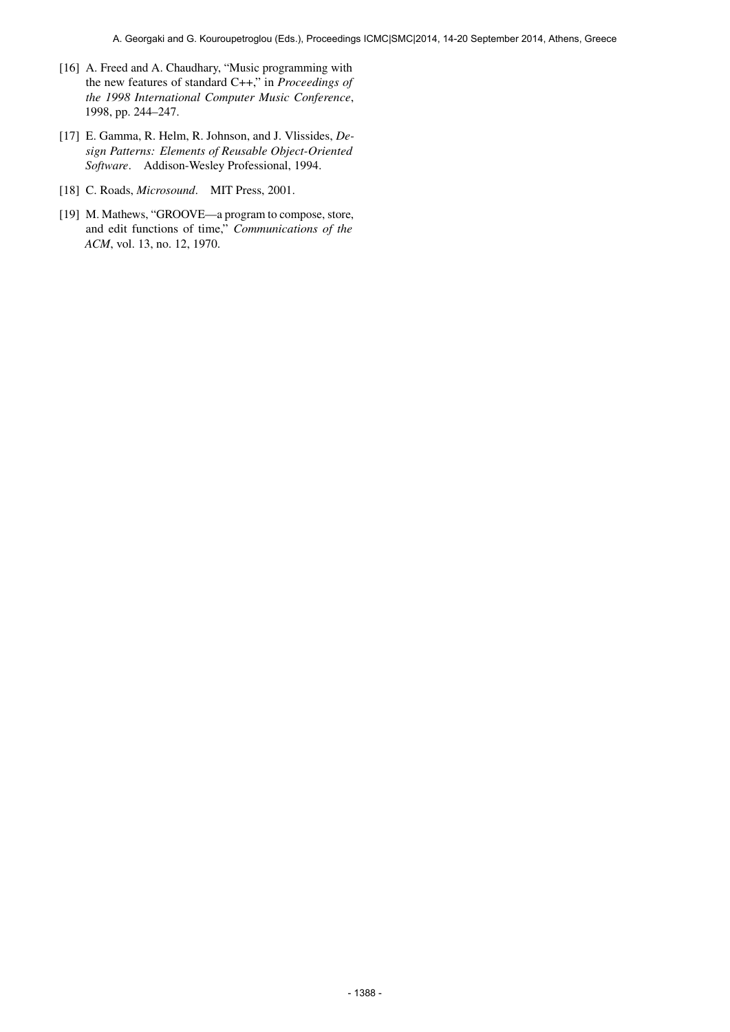[16] A. Freed and A. Chaudhary, "Music programming with the new features of standard C++," in *Proceedings of the 1998 International Computer Music Conference*, 1998, pp. 244–247.

[17] E. Gamma, R. Helm, R. Johnson, and J. Vlissides, *Design Patterns: Elements of Reusable Object-Oriented Software*. Addison-Wesley Professional, 1994.

[18] C. Roads, *Microsound*. MIT Press, 2001.

[19] M. Mathews, "GROOVE—a program to compose, store, and edit functions of time," *Communications of the ACM*, vol. 13, no. 12, 1970.